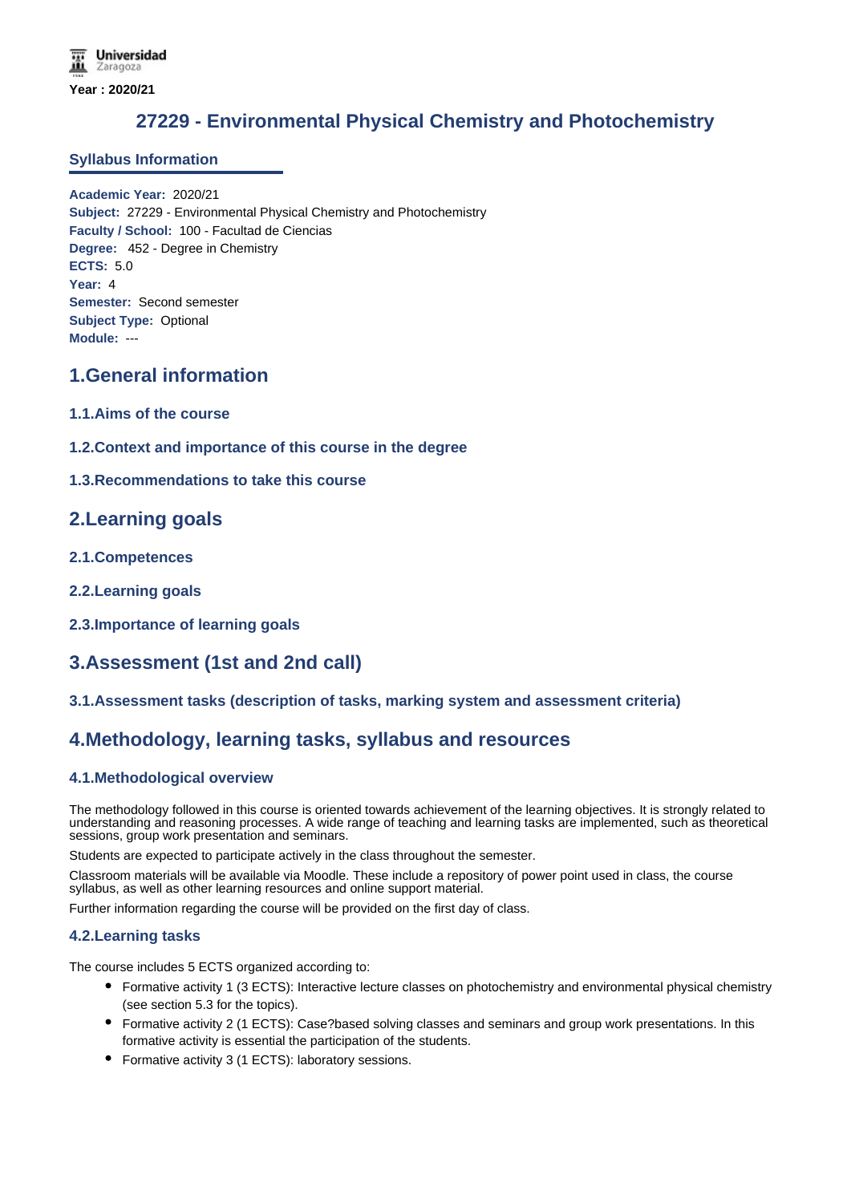Universidad Zaragoza

Year : 2020/21

# 27229 - Environmental Physical Chemistry and Photochemistry

## Syllabus Information

**Academic Year:** 2020/21
**Subject:** 27229 - Environmental Physical Chemistry and Photochemistry
**Faculty / School:** 100 - Facultad de Ciencias
**Degree:** 452 - Degree in Chemistry
**ECTS:** 5.0
**Year:** 4
**Semester:** Second semester
**Subject Type:** Optional
**Module:** ---

## 1.General information

### 1.1.Aims of the course

### 1.2.Context and importance of this course in the degree

### 1.3.Recommendations to take this course

## 2.Learning goals

### 2.1.Competences

### 2.2.Learning goals

### 2.3.Importance of learning goals

## 3.Assessment (1st and 2nd call)

### 3.1.Assessment tasks (description of tasks, marking system and assessment criteria)

## 4.Methodology, learning tasks, syllabus and resources

### 4.1.Methodological overview

The methodology followed in this course is oriented towards achievement of the learning objectives. It is strongly related to understanding and reasoning processes. A wide range of teaching and learning tasks are implemented, such as theoretical sessions, group work presentation and seminars.

Students are expected to participate actively in the class throughout the semester.

Classroom materials will be available via Moodle. These include a repository of power point used in class, the course syllabus, as well as other learning resources and online support material.

Further information regarding the course will be provided on the first day of class.

### 4.2.Learning tasks

The course includes 5 ECTS organized according to:

- Formative activity 1 (3 ECTS): Interactive lecture classes on photochemistry and environmental physical chemistry (see section 5.3 for the topics).
- Formative activity 2 (1 ECTS): Case?based solving classes and seminars and group work presentations. In this formative activity is essential the participation of the students.
- Formative activity 3 (1 ECTS): laboratory sessions.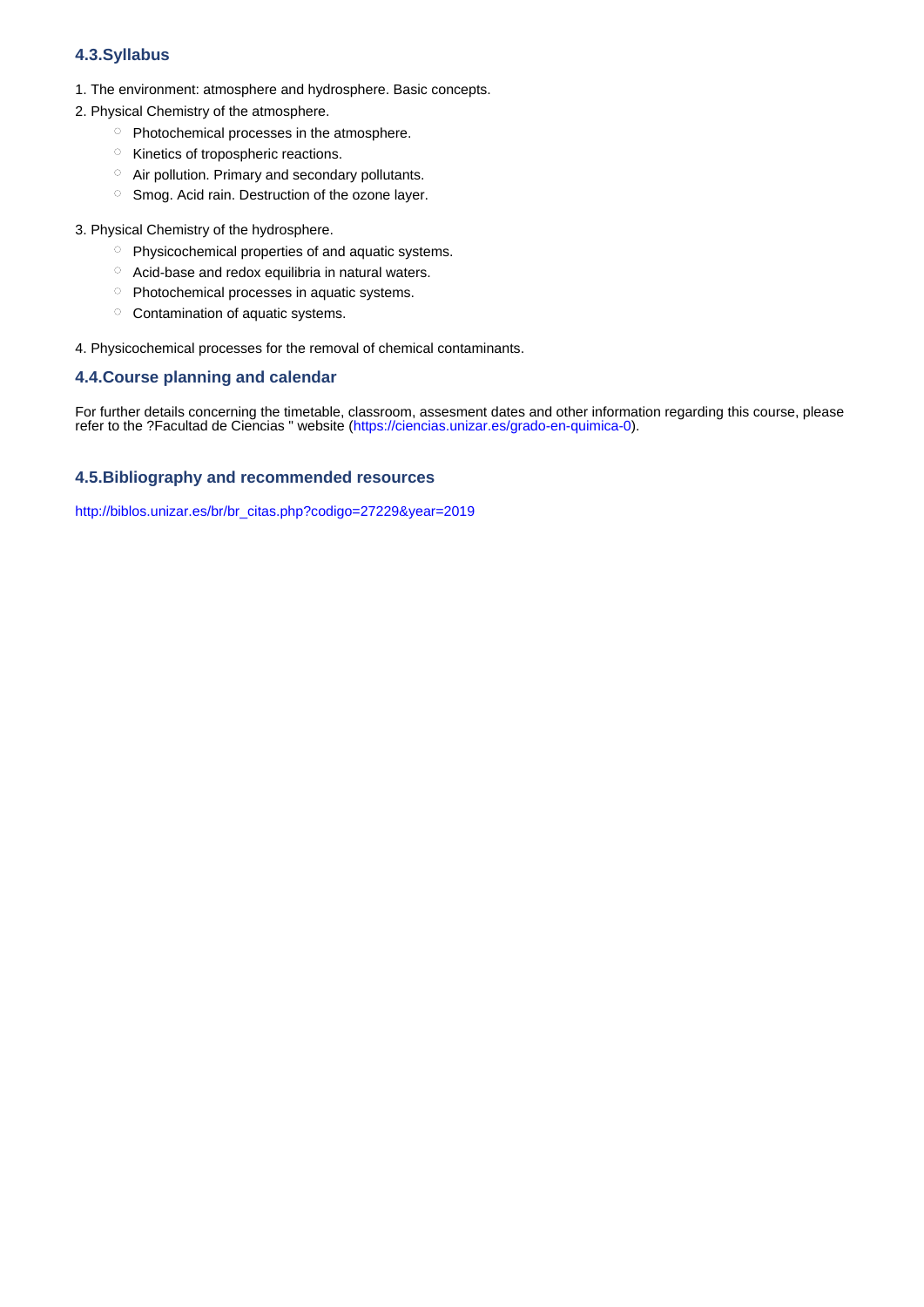### 4.3.Syllabus

1. The environment: atmosphere and hydrosphere. Basic concepts.
2. Physical Chemistry of the atmosphere.
    - Photochemical processes in the atmosphere.
    - Kinetics of tropospheric reactions.
    - Air pollution. Primary and secondary pollutants.
    - Smog. Acid rain. Destruction of the ozone layer.
3. Physical Chemistry of the hydrosphere.
    - Physicochemical properties of and aquatic systems.
    - Acid-base and redox equilibria in natural waters.
    - Photochemical processes in aquatic systems.
    - Contamination of aquatic systems.
4. Physicochemical processes for the removal of chemical contaminants.

### 4.4.Course planning and calendar

For further details concerning the timetable, classroom, assesment dates and other information regarding this course, please refer to the ?Facultad de Ciencias " website (https://ciencias.unizar.es/grado-en-quimica-0).

### 4.5.Bibliography and recommended resources

http://biblos.unizar.es/br/br_citas.php?codigo=27229&year=2019